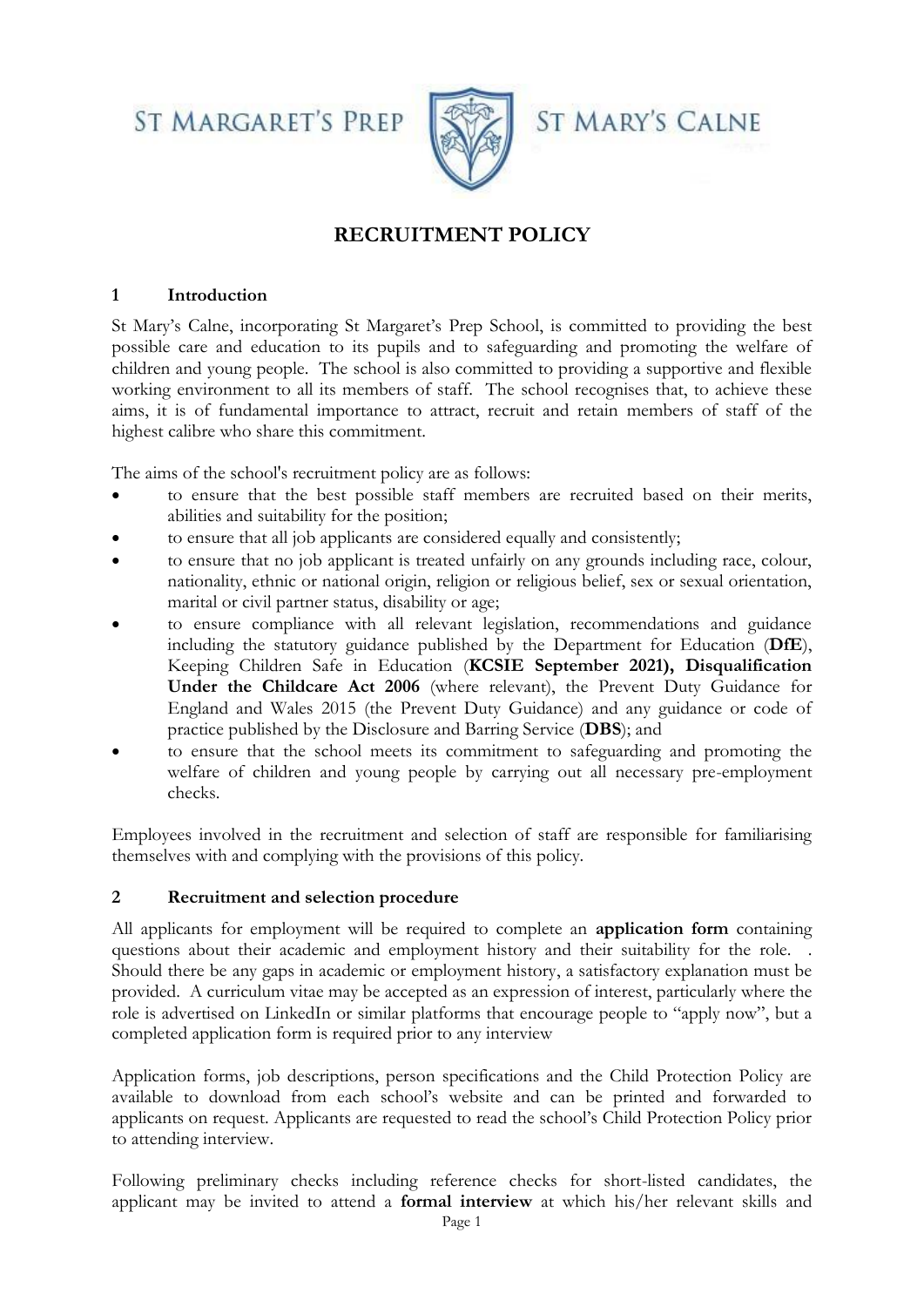ST MARGARET'S PREP ST MARY'S CALNE

# RECRUITMENT POLICY

## 1 Introduction

St Mary's Calne, incorporating St Margaret's Prep School, is committed to providing the best possible care and education to its pupils and to safeguarding and promoting the welfare of children and young people. The school is also committed to providing a supportive and flexible working environment to all its members of staff. The school recognises that, to achieve these aims, it is of fundamental importance to attract, recruit and retain members of staff of the highest calibre who share this commitment.

The aims of the school's recruitment policy are as follows:

- to ensure that the best possible staff members are recruited based on their merits, abilities and suitability for the position;
- to ensure that all job applicants are considered equally and consistently;
- to ensure that no job applicant is treated unfairly on any grounds including race, colour, nationality, ethnic or national origin, religion or religious belief, sex or sexual orientation, marital or civil partner status, disability or age;
- to ensure compliance with all relevant legislation, recommendations and guidance including the statutory guidance published by the Department for Education (**DfE**), Keeping Children Safe in Education (**KCSIE September 2021), Disqualification Under the Childcare Act 2006** (where relevant), the Prevent Duty Guidance for England and Wales 2015 (the Prevent Duty Guidance) and any guidance or code of practice published by the Disclosure and Barring Service (**DBS**); and
- to ensure that the school meets its commitment to safeguarding and promoting the welfare of children and young people by carrying out all necessary pre-employment checks.

Employees involved in the recruitment and selection of staff are responsible for familiarising themselves with and complying with the provisions of this policy.

## 2 Recruitment and selection procedure

All applicants for employment will be required to complete an **application form** containing questions about their academic and employment history and their suitability for the role. . Should there be any gaps in academic or employment history, a satisfactory explanation must be provided. A curriculum vitae may be accepted as an expression of interest, particularly where the role is advertised on LinkedIn or similar platforms that encourage people to "apply now", but a completed application form is required prior to any interview

Application forms, job descriptions, person specifications and the Child Protection Policy are available to download from each school's website and can be printed and forwarded to applicants on request. Applicants are requested to read the school's Child Protection Policy prior to attending interview.

Following preliminary checks including reference checks for short-listed candidates, the applicant may be invited to attend a **formal interview** at which his/her relevant skills and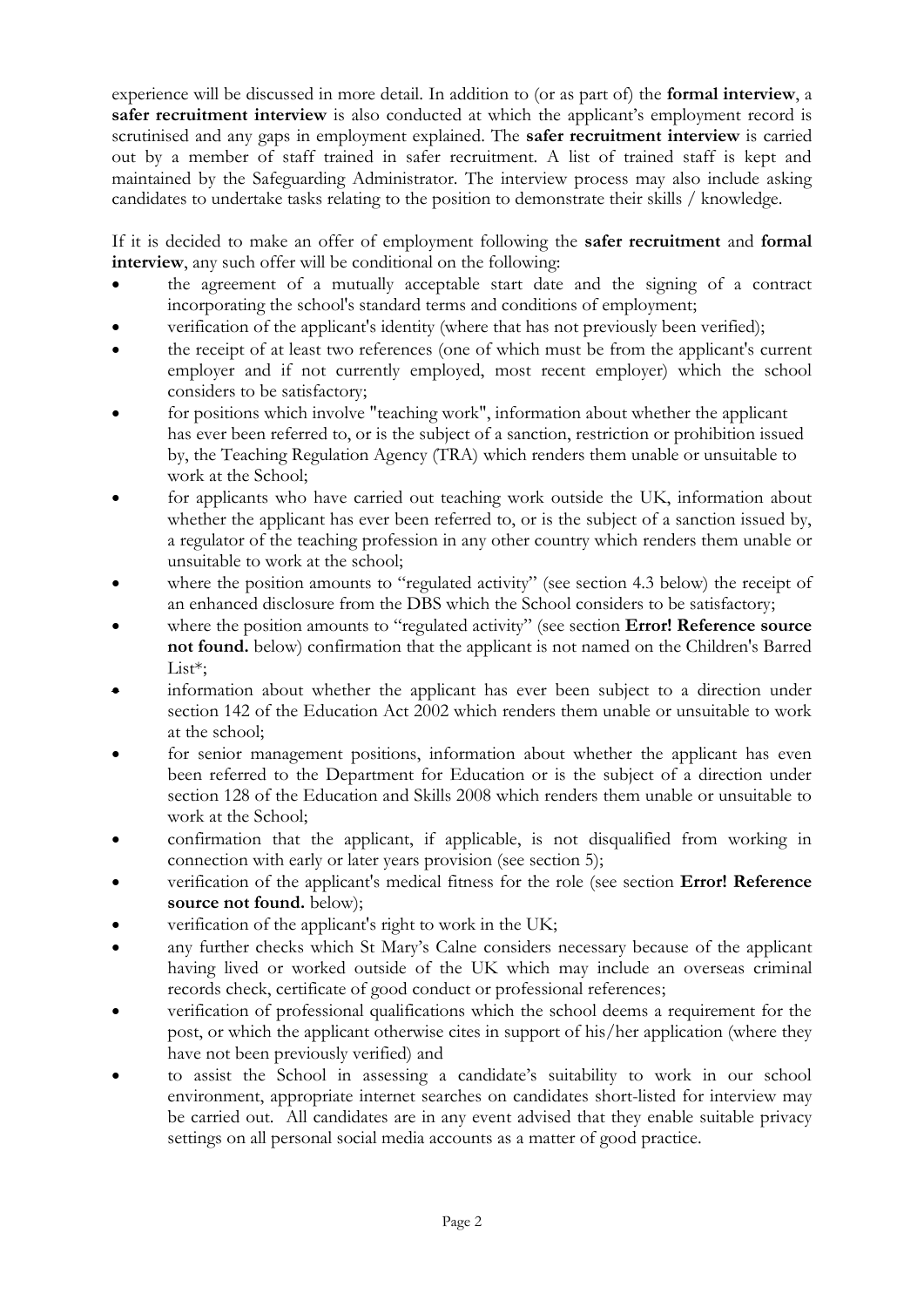experience will be discussed in more detail. In addition to (or as part of) the **formal interview**, a **safer recruitment interview** is also conducted at which the applicant's employment record is scrutinised and any gaps in employment explained. The **safer recruitment interview** is carried out by a member of staff trained in safer recruitment. A list of trained staff is kept and maintained by the Safeguarding Administrator. The interview process may also include asking candidates to undertake tasks relating to the position to demonstrate their skills / knowledge.

If it is decided to make an offer of employment following the **safer recruitment** and **formal interview**, any such offer will be conditional on the following:

- the agreement of a mutually acceptable start date and the signing of a contract incorporating the school's standard terms and conditions of employment;
- verification of the applicant's identity (where that has not previously been verified);
- the receipt of at least two references (one of which must be from the applicant's current employer and if not currently employed, most recent employer) which the school considers to be satisfactory;
- for positions which involve "teaching work", information about whether the applicant has ever been referred to, or is the subject of a sanction, restriction or prohibition issued by, the Teaching Regulation Agency (TRA) which renders them unable or unsuitable to work at the School;
- for applicants who have carried out teaching work outside the UK, information about whether the applicant has ever been referred to, or is the subject of a sanction issued by, a regulator of the teaching profession in any other country which renders them unable or unsuitable to work at the school;
- where the position amounts to "regulated activity" (see section 4.3 below) the receipt of an enhanced disclosure from the DBS which the School considers to be satisfactory;
- where the position amounts to "regulated activity" (see section **Error! Reference source not found.** below) confirmation that the applicant is not named on the Children's Barred List*;
- information about whether the applicant has ever been subject to a direction under section 142 of the Education Act 2002 which renders them unable or unsuitable to work at the school;
- for senior management positions, information about whether the applicant has even been referred to the Department for Education or is the subject of a direction under section 128 of the Education and Skills 2008 which renders them unable or unsuitable to work at the School;
- confirmation that the applicant, if applicable, is not disqualified from working in connection with early or later years provision (see section 5);
- verification of the applicant's medical fitness for the role (see section **Error! Reference source not found.** below);
- verification of the applicant's right to work in the UK;
- any further checks which St Mary's Calne considers necessary because of the applicant having lived or worked outside of the UK which may include an overseas criminal records check, certificate of good conduct or professional references;
- verification of professional qualifications which the school deems a requirement for the post, or which the applicant otherwise cites in support of his/her application (where they have not been previously verified) and
- to assist the School in assessing a candidate's suitability to work in our school environment, appropriate internet searches on candidates short-listed for interview may be carried out. All candidates are in any event advised that they enable suitable privacy settings on all personal social media accounts as a matter of good practice.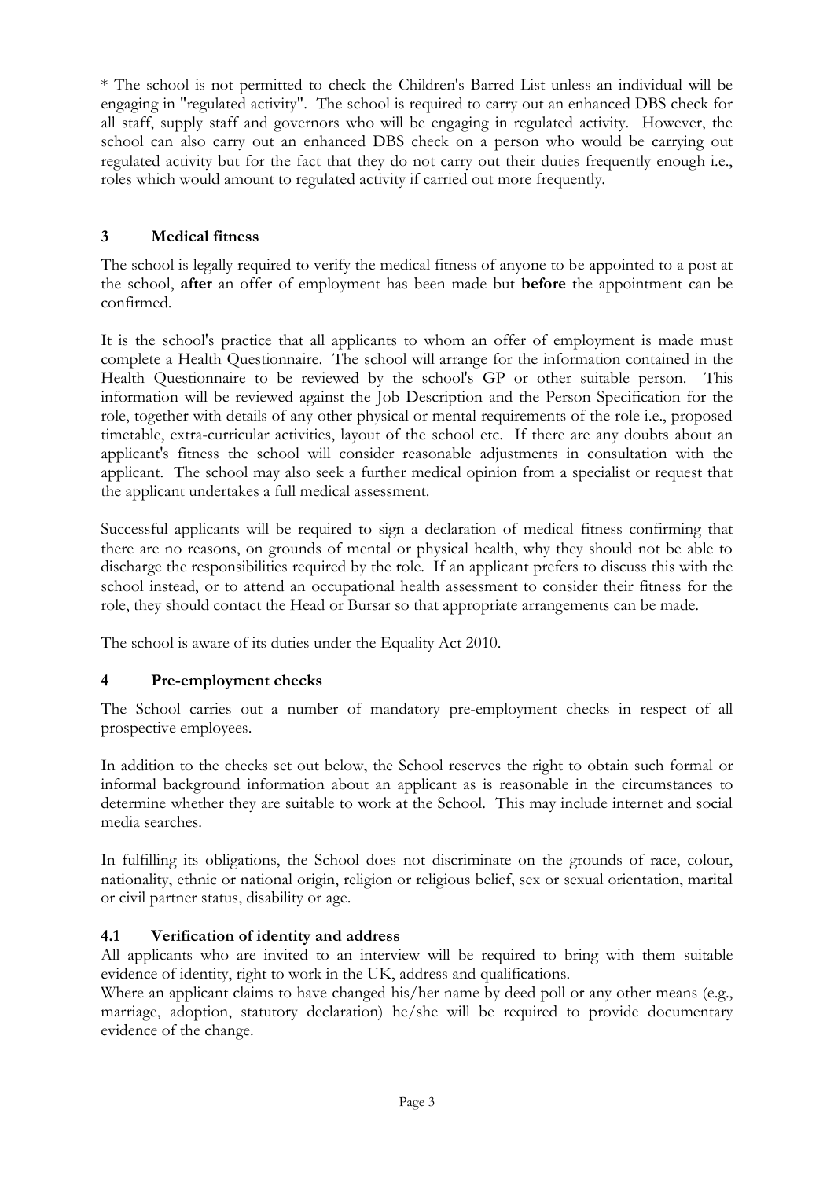* The school is not permitted to check the Children's Barred List unless an individual will be engaging in "regulated activity". The school is required to carry out an enhanced DBS check for all staff, supply staff and governors who will be engaging in regulated activity. However, the school can also carry out an enhanced DBS check on a person who would be carrying out regulated activity but for the fact that they do not carry out their duties frequently enough i.e., roles which would amount to regulated activity if carried out more frequently.

## 3 Medical fitness

The school is legally required to verify the medical fitness of anyone to be appointed to a post at the school, **after** an offer of employment has been made but **before** the appointment can be confirmed.

It is the school's practice that all applicants to whom an offer of employment is made must complete a Health Questionnaire. The school will arrange for the information contained in the Health Questionnaire to be reviewed by the school's GP or other suitable person. This information will be reviewed against the Job Description and the Person Specification for the role, together with details of any other physical or mental requirements of the role i.e., proposed timetable, extra-curricular activities, layout of the school etc. If there are any doubts about an applicant's fitness the school will consider reasonable adjustments in consultation with the applicant. The school may also seek a further medical opinion from a specialist or request that the applicant undertakes a full medical assessment.

Successful applicants will be required to sign a declaration of medical fitness confirming that there are no reasons, on grounds of mental or physical health, why they should not be able to discharge the responsibilities required by the role. If an applicant prefers to discuss this with the school instead, or to attend an occupational health assessment to consider their fitness for the role, they should contact the Head or Bursar so that appropriate arrangements can be made.

The school is aware of its duties under the Equality Act 2010.

## 4 Pre-employment checks

The School carries out a number of mandatory pre-employment checks in respect of all prospective employees.

In addition to the checks set out below, the School reserves the right to obtain such formal or informal background information about an applicant as is reasonable in the circumstances to determine whether they are suitable to work at the School. This may include internet and social media searches.

In fulfilling its obligations, the School does not discriminate on the grounds of race, colour, nationality, ethnic or national origin, religion or religious belief, sex or sexual orientation, marital or civil partner status, disability or age.

### 4.1 Verification of identity and address

All applicants who are invited to an interview will be required to bring with them suitable evidence of identity, right to work in the UK, address and qualifications.

Where an applicant claims to have changed his/her name by deed poll or any other means (e.g., marriage, adoption, statutory declaration) he/she will be required to provide documentary evidence of the change.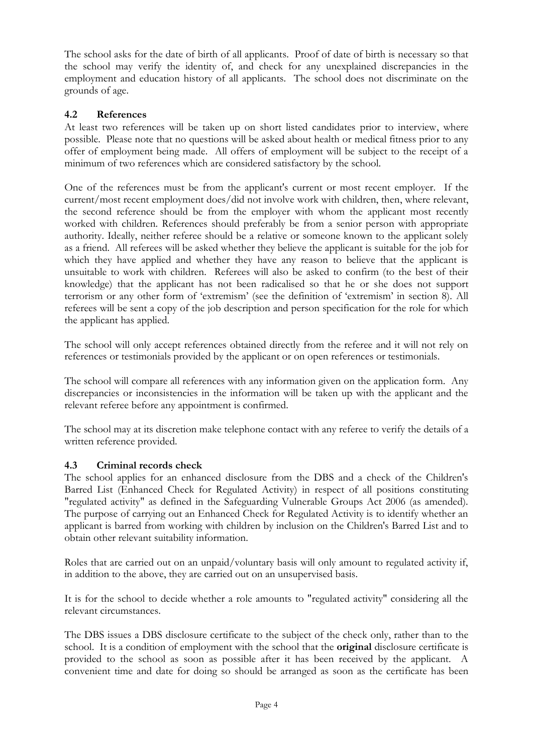The school asks for the date of birth of all applicants. Proof of date of birth is necessary so that the school may verify the identity of, and check for any unexplained discrepancies in the employment and education history of all applicants. The school does not discriminate on the grounds of age.

### 4.2 References

At least two references will be taken up on short listed candidates prior to interview, where possible. Please note that no questions will be asked about health or medical fitness prior to any offer of employment being made. All offers of employment will be subject to the receipt of a minimum of two references which are considered satisfactory by the school.

One of the references must be from the applicant's current or most recent employer. If the current/most recent employment does/did not involve work with children, then, where relevant, the second reference should be from the employer with whom the applicant most recently worked with children. References should preferably be from a senior person with appropriate authority. Ideally, neither referee should be a relative or someone known to the applicant solely as a friend. All referees will be asked whether they believe the applicant is suitable for the job for which they have applied and whether they have any reason to believe that the applicant is unsuitable to work with children. Referees will also be asked to confirm (to the best of their knowledge) that the applicant has not been radicalised so that he or she does not support terrorism or any other form of 'extremism' (see the definition of 'extremism' in section 8). All referees will be sent a copy of the job description and person specification for the role for which the applicant has applied.

The school will only accept references obtained directly from the referee and it will not rely on references or testimonials provided by the applicant or on open references or testimonials.

The school will compare all references with any information given on the application form. Any discrepancies or inconsistencies in the information will be taken up with the applicant and the relevant referee before any appointment is confirmed.

The school may at its discretion make telephone contact with any referee to verify the details of a written reference provided.

### 4.3 Criminal records check

The school applies for an enhanced disclosure from the DBS and a check of the Children's Barred List (Enhanced Check for Regulated Activity) in respect of all positions constituting "regulated activity" as defined in the Safeguarding Vulnerable Groups Act 2006 (as amended). The purpose of carrying out an Enhanced Check for Regulated Activity is to identify whether an applicant is barred from working with children by inclusion on the Children's Barred List and to obtain other relevant suitability information.

Roles that are carried out on an unpaid/voluntary basis will only amount to regulated activity if, in addition to the above, they are carried out on an unsupervised basis.

It is for the school to decide whether a role amounts to "regulated activity" considering all the relevant circumstances.

The DBS issues a DBS disclosure certificate to the subject of the check only, rather than to the school. It is a condition of employment with the school that the **original** disclosure certificate is provided to the school as soon as possible after it has been received by the applicant. A convenient time and date for doing so should be arranged as soon as the certificate has been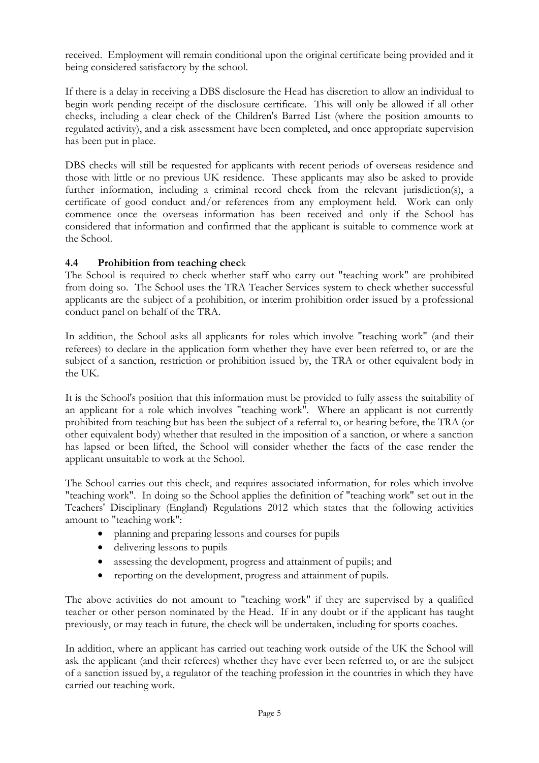received. Employment will remain conditional upon the original certificate being provided and it being considered satisfactory by the school.

If there is a delay in receiving a DBS disclosure the Head has discretion to allow an individual to begin work pending receipt of the disclosure certificate. This will only be allowed if all other checks, including a clear check of the Children's Barred List (where the position amounts to regulated activity), and a risk assessment have been completed, and once appropriate supervision has been put in place.

DBS checks will still be requested for applicants with recent periods of overseas residence and those with little or no previous UK residence. These applicants may also be asked to provide further information, including a criminal record check from the relevant jurisdiction(s), a certificate of good conduct and/or references from any employment held. Work can only commence once the overseas information has been received and only if the School has considered that information and confirmed that the applicant is suitable to commence work at the School.

### 4.4 Prohibition from teaching check

The School is required to check whether staff who carry out "teaching work" are prohibited from doing so. The School uses the TRA Teacher Services system to check whether successful applicants are the subject of a prohibition, or interim prohibition order issued by a professional conduct panel on behalf of the TRA.

In addition, the School asks all applicants for roles which involve "teaching work" (and their referees) to declare in the application form whether they have ever been referred to, or are the subject of a sanction, restriction or prohibition issued by, the TRA or other equivalent body in the UK.

It is the School's position that this information must be provided to fully assess the suitability of an applicant for a role which involves "teaching work". Where an applicant is not currently prohibited from teaching but has been the subject of a referral to, or hearing before, the TRA (or other equivalent body) whether that resulted in the imposition of a sanction, or where a sanction has lapsed or been lifted, the School will consider whether the facts of the case render the applicant unsuitable to work at the School.

The School carries out this check, and requires associated information, for roles which involve "teaching work". In doing so the School applies the definition of "teaching work" set out in the Teachers' Disciplinary (England) Regulations 2012 which states that the following activities amount to "teaching work":

- planning and preparing lessons and courses for pupils
- delivering lessons to pupils
- assessing the development, progress and attainment of pupils; and
- reporting on the development, progress and attainment of pupils.

The above activities do not amount to "teaching work" if they are supervised by a qualified teacher or other person nominated by the Head. If in any doubt or if the applicant has taught previously, or may teach in future, the check will be undertaken, including for sports coaches.

In addition, where an applicant has carried out teaching work outside of the UK the School will ask the applicant (and their referees) whether they have ever been referred to, or are the subject of a sanction issued by, a regulator of the teaching profession in the countries in which they have carried out teaching work.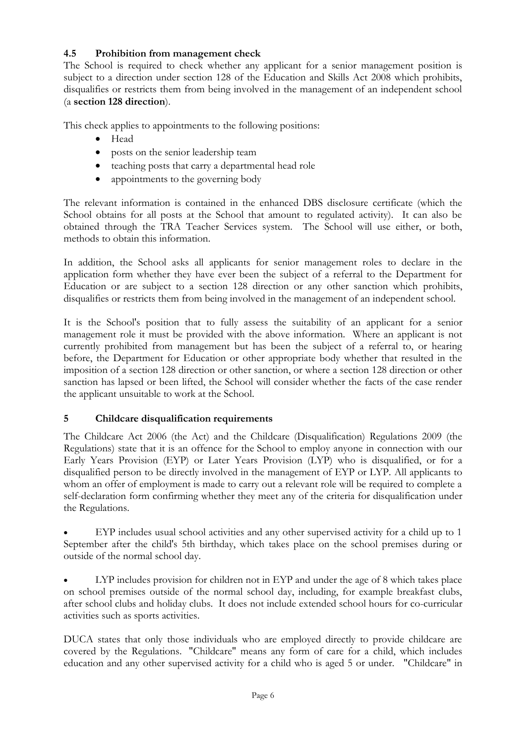### 4.5 Prohibition from management check

The School is required to check whether any applicant for a senior management position is subject to a direction under section 128 of the Education and Skills Act 2008 which prohibits, disqualifies or restricts them from being involved in the management of an independent school (a **section 128 direction**).

This check applies to appointments to the following positions:

- Head
- posts on the senior leadership team
- teaching posts that carry a departmental head role
- appointments to the governing body

The relevant information is contained in the enhanced DBS disclosure certificate (which the School obtains for all posts at the School that amount to regulated activity). It can also be obtained through the TRA Teacher Services system. The School will use either, or both, methods to obtain this information.

In addition, the School asks all applicants for senior management roles to declare in the application form whether they have ever been the subject of a referral to the Department for Education or are subject to a section 128 direction or any other sanction which prohibits, disqualifies or restricts them from being involved in the management of an independent school.

It is the School's position that to fully assess the suitability of an applicant for a senior management role it must be provided with the above information. Where an applicant is not currently prohibited from management but has been the subject of a referral to, or hearing before, the Department for Education or other appropriate body whether that resulted in the imposition of a section 128 direction or other sanction, or where a section 128 direction or other sanction has lapsed or been lifted, the School will consider whether the facts of the case render the applicant unsuitable to work at the School.

## 5 Childcare disqualification requirements

The Childcare Act 2006 (the Act) and the Childcare (Disqualification) Regulations 2009 (the Regulations) state that it is an offence for the School to employ anyone in connection with our Early Years Provision (EYP) or Later Years Provision (LYP) who is disqualified, or for a disqualified person to be directly involved in the management of EYP or LYP. All applicants to whom an offer of employment is made to carry out a relevant role will be required to complete a self-declaration form confirming whether they meet any of the criteria for disqualification under the Regulations.

- EYP includes usual school activities and any other supervised activity for a child up to 1 September after the child's 5th birthday, which takes place on the school premises during or outside of the normal school day.

- LYP includes provision for children not in EYP and under the age of 8 which takes place on school premises outside of the normal school day, including, for example breakfast clubs, after school clubs and holiday clubs. It does not include extended school hours for co-curricular activities such as sports activities.

DUCA states that only those individuals who are employed directly to provide childcare are covered by the Regulations. "Childcare" means any form of care for a child, which includes education and any other supervised activity for a child who is aged 5 or under. "Childcare" in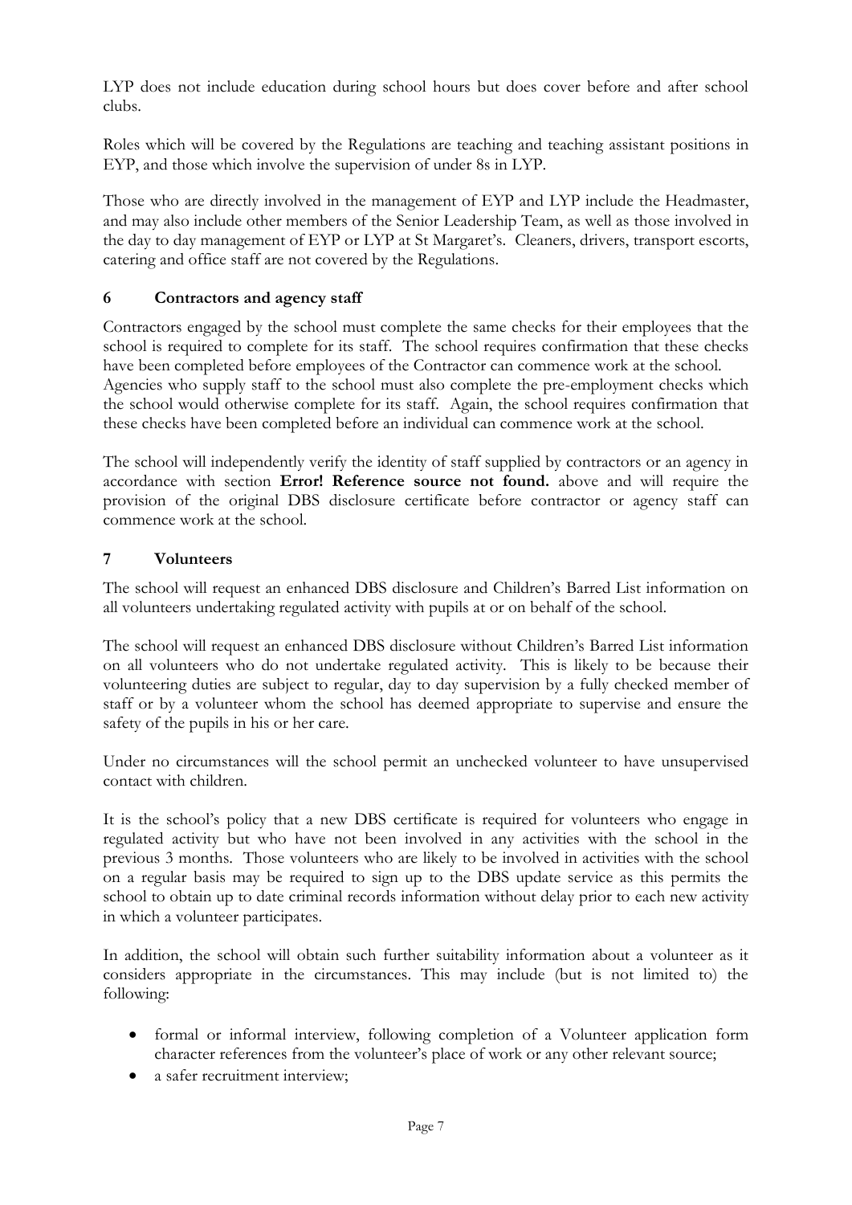LYP does not include education during school hours but does cover before and after school clubs.

Roles which will be covered by the Regulations are teaching and teaching assistant positions in EYP, and those which involve the supervision of under 8s in LYP.

Those who are directly involved in the management of EYP and LYP include the Headmaster, and may also include other members of the Senior Leadership Team, as well as those involved in the day to day management of EYP or LYP at St Margaret's. Cleaners, drivers, transport escorts, catering and office staff are not covered by the Regulations.

## 6 Contractors and agency staff

Contractors engaged by the school must complete the same checks for their employees that the school is required to complete for its staff. The school requires confirmation that these checks have been completed before employees of the Contractor can commence work at the school. Agencies who supply staff to the school must also complete the pre-employment checks which the school would otherwise complete for its staff. Again, the school requires confirmation that these checks have been completed before an individual can commence work at the school.

The school will independently verify the identity of staff supplied by contractors or an agency in accordance with section **Error! Reference source not found.** above and will require the provision of the original DBS disclosure certificate before contractor or agency staff can commence work at the school.

## 7 Volunteers

The school will request an enhanced DBS disclosure and Children's Barred List information on all volunteers undertaking regulated activity with pupils at or on behalf of the school.

The school will request an enhanced DBS disclosure without Children's Barred List information on all volunteers who do not undertake regulated activity. This is likely to be because their volunteering duties are subject to regular, day to day supervision by a fully checked member of staff or by a volunteer whom the school has deemed appropriate to supervise and ensure the safety of the pupils in his or her care.

Under no circumstances will the school permit an unchecked volunteer to have unsupervised contact with children.

It is the school's policy that a new DBS certificate is required for volunteers who engage in regulated activity but who have not been involved in any activities with the school in the previous 3 months. Those volunteers who are likely to be involved in activities with the school on a regular basis may be required to sign up to the DBS update service as this permits the school to obtain up to date criminal records information without delay prior to each new activity in which a volunteer participates.

In addition, the school will obtain such further suitability information about a volunteer as it considers appropriate in the circumstances. This may include (but is not limited to) the following:

- formal or informal interview, following completion of a Volunteer application form character references from the volunteer's place of work or any other relevant source;
- a safer recruitment interview;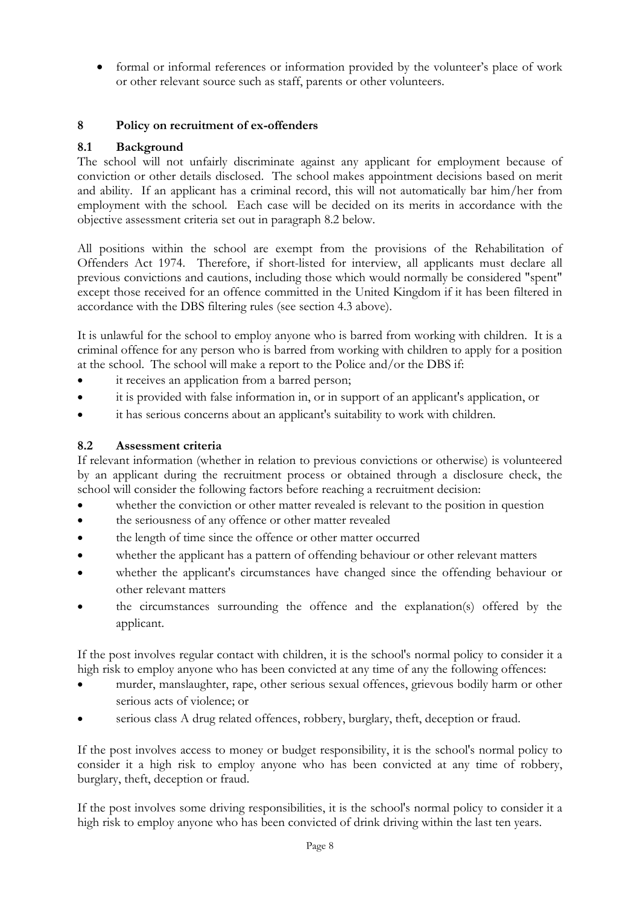- formal or informal references or information provided by the volunteer's place of work or other relevant source such as staff, parents or other volunteers.

## 8 Policy on recruitment of ex-offenders

### 8.1 Background

The school will not unfairly discriminate against any applicant for employment because of conviction or other details disclosed. The school makes appointment decisions based on merit and ability. If an applicant has a criminal record, this will not automatically bar him/her from employment with the school. Each case will be decided on its merits in accordance with the objective assessment criteria set out in paragraph 8.2 below.

All positions within the school are exempt from the provisions of the Rehabilitation of Offenders Act 1974. Therefore, if short-listed for interview, all applicants must declare all previous convictions and cautions, including those which would normally be considered "spent" except those received for an offence committed in the United Kingdom if it has been filtered in accordance with the DBS filtering rules (see section 4.3 above).

It is unlawful for the school to employ anyone who is barred from working with children. It is a criminal offence for any person who is barred from working with children to apply for a position at the school. The school will make a report to the Police and/or the DBS if:

- it receives an application from a barred person;
- it is provided with false information in, or in support of an applicant's application, or
- it has serious concerns about an applicant's suitability to work with children.

### 8.2 Assessment criteria

If relevant information (whether in relation to previous convictions or otherwise) is volunteered by an applicant during the recruitment process or obtained through a disclosure check, the school will consider the following factors before reaching a recruitment decision:

- whether the conviction or other matter revealed is relevant to the position in question
- the seriousness of any offence or other matter revealed
- the length of time since the offence or other matter occurred
- whether the applicant has a pattern of offending behaviour or other relevant matters
- whether the applicant's circumstances have changed since the offending behaviour or other relevant matters
- the circumstances surrounding the offence and the explanation(s) offered by the applicant.

If the post involves regular contact with children, it is the school's normal policy to consider it a high risk to employ anyone who has been convicted at any time of any the following offences:

- murder, manslaughter, rape, other serious sexual offences, grievous bodily harm or other serious acts of violence; or
- serious class A drug related offences, robbery, burglary, theft, deception or fraud.

If the post involves access to money or budget responsibility, it is the school's normal policy to consider it a high risk to employ anyone who has been convicted at any time of robbery, burglary, theft, deception or fraud.

If the post involves some driving responsibilities, it is the school's normal policy to consider it a high risk to employ anyone who has been convicted of drink driving within the last ten years.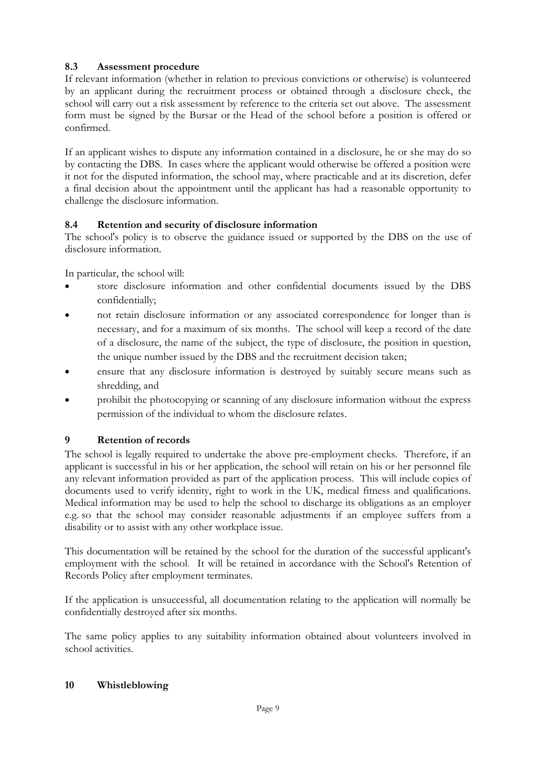### 8.3 Assessment procedure

If relevant information (whether in relation to previous convictions or otherwise) is volunteered by an applicant during the recruitment process or obtained through a disclosure check, the school will carry out a risk assessment by reference to the criteria set out above. The assessment form must be signed by the Bursar or the Head of the school before a position is offered or confirmed.

If an applicant wishes to dispute any information contained in a disclosure, he or she may do so by contacting the DBS. In cases where the applicant would otherwise be offered a position were it not for the disputed information, the school may, where practicable and at its discretion, defer a final decision about the appointment until the applicant has had a reasonable opportunity to challenge the disclosure information.

### 8.4 Retention and security of disclosure information

The school's policy is to observe the guidance issued or supported by the DBS on the use of disclosure information.

In particular, the school will:

- store disclosure information and other confidential documents issued by the DBS confidentially;
- not retain disclosure information or any associated correspondence for longer than is necessary, and for a maximum of six months. The school will keep a record of the date of a disclosure, the name of the subject, the type of disclosure, the position in question, the unique number issued by the DBS and the recruitment decision taken;
- ensure that any disclosure information is destroyed by suitably secure means such as shredding, and
- prohibit the photocopying or scanning of any disclosure information without the express permission of the individual to whom the disclosure relates.

## 9 Retention of records

The school is legally required to undertake the above pre-employment checks. Therefore, if an applicant is successful in his or her application, the school will retain on his or her personnel file any relevant information provided as part of the application process. This will include copies of documents used to verify identity, right to work in the UK, medical fitness and qualifications. Medical information may be used to help the school to discharge its obligations as an employer e.g. so that the school may consider reasonable adjustments if an employee suffers from a disability or to assist with any other workplace issue.

This documentation will be retained by the school for the duration of the successful applicant's employment with the school. It will be retained in accordance with the School's Retention of Records Policy after employment terminates.

If the application is unsuccessful, all documentation relating to the application will normally be confidentially destroyed after six months.

The same policy applies to any suitability information obtained about volunteers involved in school activities.

## 10 Whistleblowing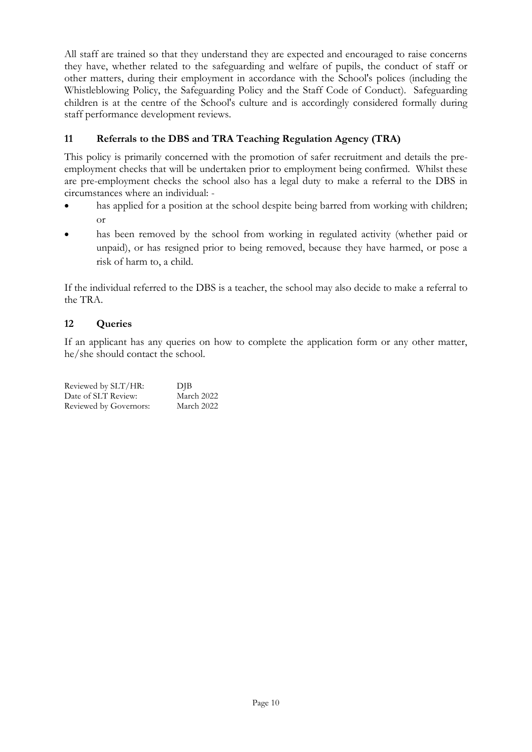All staff are trained so that they understand they are expected and encouraged to raise concerns they have, whether related to the safeguarding and welfare of pupils, the conduct of staff or other matters, during their employment in accordance with the School's polices (including the Whistleblowing Policy, the Safeguarding Policy and the Staff Code of Conduct). Safeguarding children is at the centre of the School's culture and is accordingly considered formally during staff performance development reviews.

## 11 Referrals to the DBS and TRA Teaching Regulation Agency (TRA)

This policy is primarily concerned with the promotion of safer recruitment and details the pre-employment checks that will be undertaken prior to employment being confirmed. Whilst these are pre-employment checks the school also has a legal duty to make a referral to the DBS in circumstances where an individual: -

- has applied for a position at the school despite being barred from working with children; or
- has been removed by the school from working in regulated activity (whether paid or unpaid), or has resigned prior to being removed, because they have harmed, or pose a risk of harm to, a child.

If the individual referred to the DBS is a teacher, the school may also decide to make a referral to the TRA.

## 12 Queries

If an applicant has any queries on how to complete the application form or any other matter, he/she should contact the school.

| | |
|---|---|
| Reviewed by SLT/HR: | DJB |
| Date of SLT Review: | March 2022 |
| Reviewed by Governors: | March 2022 |